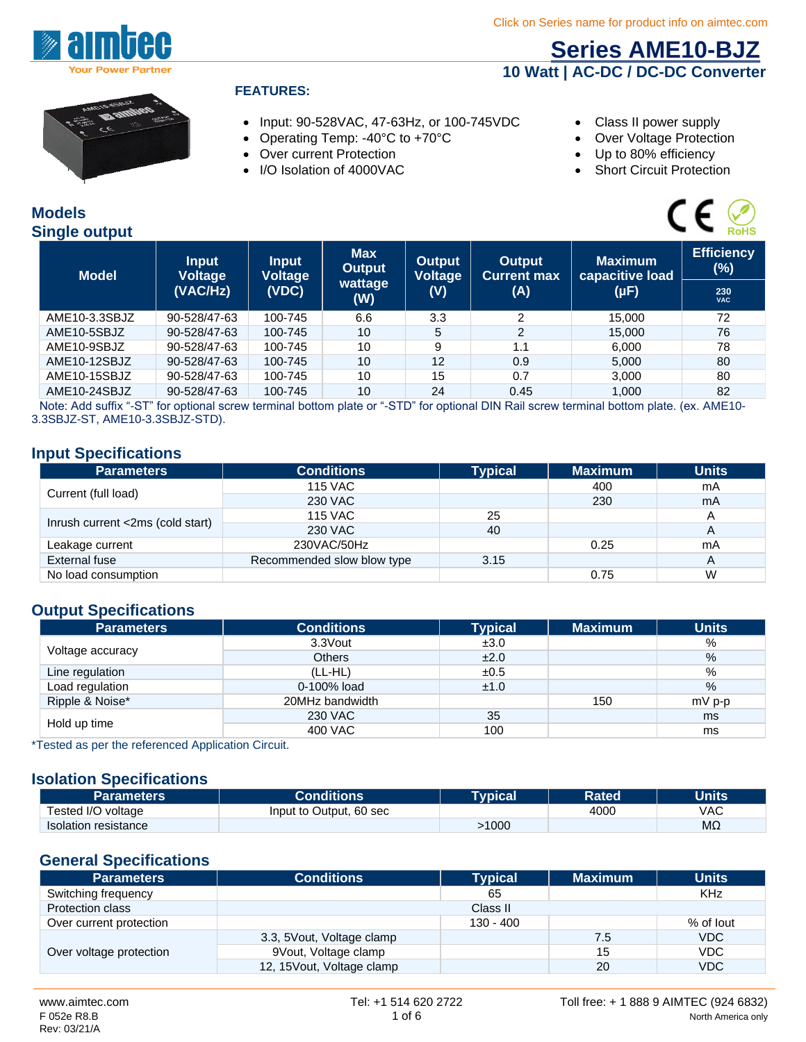Click on Series name for product info on aimtec.com

# Series AME10-BJZ

## 10 Watt | AC-DC / DC-DC Converter

**FEATURES:**

- Input: 90-528VAC, 47-63Hz, or 100-745VDC
- Operating Temp: -40°C to +70°C
- Over current Protection
- I/O Isolation of 4000VAC
- Class II power supply
- Over Voltage Protection
- Up to 80% efficiency
- Short Circuit Protection

## Models

### Single output

| Model | Input Voltage (VAC/Hz) | Input Voltage (VDC) | Max Output wattage (W) | Output Voltage (V) | Output Current max (A) | Maximum capacitive load (µF) | Efficiency (%) |
|---|---|---|---|---|---|---|---|
| | | | | | | | 230 VAC |
| AME10-3.3SBJZ | 90-528/47-63 | 100-745 | 6.6 | 3.3 | 2 | 15,000 | 72 |
| AME10-5SBJZ | 90-528/47-63 | 100-745 | 10 | 5 | 2 | 15,000 | 76 |
| AME10-9SBJZ | 90-528/47-63 | 100-745 | 10 | 9 | 1.1 | 6,000 | 78 |
| AME10-12SBJZ | 90-528/47-63 | 100-745 | 10 | 12 | 0.9 | 5,000 | 80 |
| AME10-15SBJZ | 90-528/47-63 | 100-745 | 10 | 15 | 0.7 | 3,000 | 80 |
| AME10-24SBJZ | 90-528/47-63 | 100-745 | 10 | 24 | 0.45 | 1,000 | 82 |

Note: Add suffix "-ST" for optional screw terminal bottom plate or "-STD" for optional DIN Rail screw terminal bottom plate. (ex. AME10-3.3SBJZ-ST, AME10-3.3SBJZ-STD).

## Input Specifications

| Parameters | Conditions | Typical | Maximum | Units |
|---|---|---|---|---|
| Current (full load) | 115 VAC | | 400 | mA |
| | 230 VAC | | 230 | mA |
| Inrush current <2ms (cold start) | 115 VAC | 25 | | A |
| | 230 VAC | 40 | | A |
| Leakage current | 230VAC/50Hz | | 0.25 | mA |
| External fuse | Recommended slow blow type | 3.15 | | A |
| No load consumption | | | 0.75 | W |

## Output Specifications

| Parameters | Conditions | Typical | Maximum | Units |
|---|---|---|---|---|
| Voltage accuracy | 3.3Vout | ±3.0 | | % |
| | Others | ±2.0 | | % |
| Line regulation | (LL-HL) | ±0.5 | | % |
| Load regulation | 0-100% load | ±1.0 | | % |
| Ripple & Noise* | 20MHz bandwidth | | 150 | mV p-p |
| Hold up time | 230 VAC | 35 | | ms |
| | 400 VAC | 100 | | ms |

*Tested as per the referenced Application Circuit.

## Isolation Specifications

| Parameters | Conditions | Typical | Rated | Units |
|---|---|---|---|---|
| Tested I/O voltage | Input to Output, 60 sec | | 4000 | VAC |
| Isolation resistance | | >1000 | | MΩ |

## General Specifications

| Parameters | Conditions | Typical | Maximum | Units |
|---|---|---|---|---|
| Switching frequency | | 65 | | KHz |
| Protection class | | Class II | | |
| Over current protection | | 130 - 400 | | % of Iout |
| Over voltage protection | 3.3, 5Vout, Voltage clamp | | 7.5 | VDC |
| | 9Vout, Voltage clamp | | 15 | VDC |
| | 12, 15Vout, Voltage clamp | | 20 | VDC |

www.aimtec.com | Tel: +1 514 620 2722 | Toll free: + 1 888 9 AIMTEC (924 6832) North America only

F 052e R8.B
Rev: 03/21/A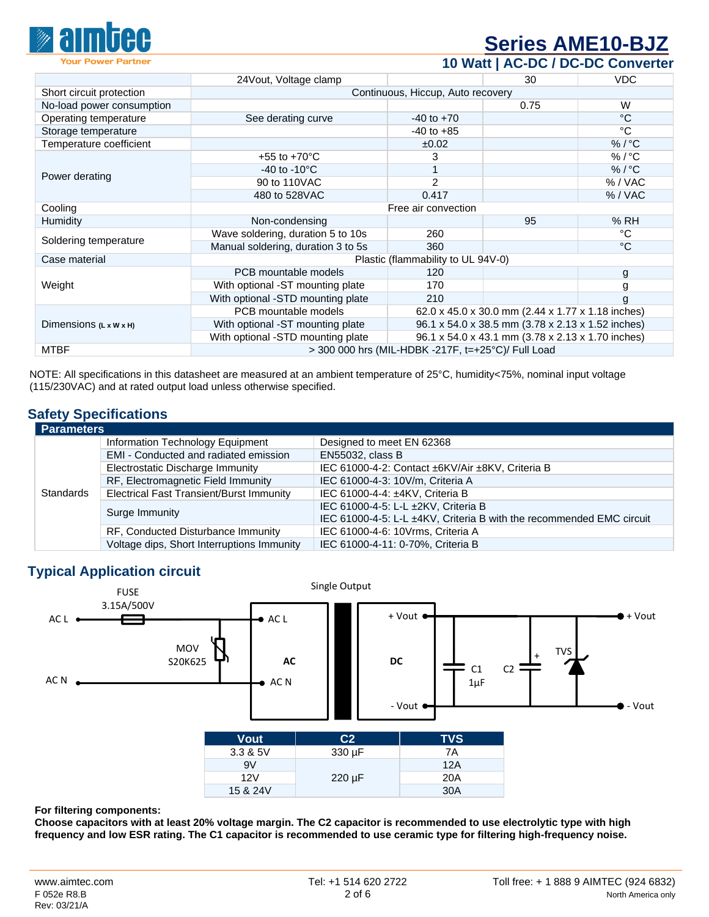| | | | | |
|---|---|---|---|---|
| | 24Vout, Voltage clamp | | 30 | VDC |
| Short circuit protection | Continuous, Hiccup, Auto recovery | | | |
| No-load power consumption | | | 0.75 | W |
| Operating temperature | See derating curve | -40 to +70 | | °C |
| Storage temperature | | -40 to +85 | | °C |
| Temperature coefficient | | ±0.02 | | % / °C |
| Power derating | +55 to +70°C | 3 | | % / °C |
| | -40 to -10°C | 1 | | % / °C |
| | 90 to 110VAC | 2 | | % / VAC |
| | 480 to 528VAC | 0.417 | | % / VAC |
| Cooling | Free air convection | | | |
| Humidity | Non-condensing | | 95 | % RH |
| Soldering temperature | Wave soldering, duration 5 to 10s | 260 | | °C |
| | Manual soldering, duration 3 to 5s | 360 | | °C |
| Case material | Plastic (flammability to UL 94V-0) | | | |
| Weight | PCB mountable models | 120 | | g |
| | With optional -ST mounting plate | 170 | | g |
| | With optional -STD mounting plate | 210 | | g |
| Dimensions (L x W x H) | PCB mountable models | 62.0 x 45.0 x 30.0 mm (2.44 x 1.77 x 1.18 inches) | | |
| | With optional -ST mounting plate | 96.1 x 54.0 x 38.5 mm (3.78 x 2.13 x 1.52 inches) | | |
| | With optional -STD mounting plate | 96.1 x 54.0 x 43.1 mm (3.78 x 2.13 x 1.70 inches) | | |
| MTBF | > 300 000 hrs (MIL-HDBK -217F, t=+25°C)/ Full Load | | | |

NOTE: All specifications in this datasheet are measured at an ambient temperature of 25°C, humidity<75%, nominal input voltage (115/230VAC) and at rated output load unless otherwise specified.

## Safety Specifications

| Parameters | | |
|---|---|---|
| Standards | Information Technology Equipment | Designed to meet EN 62368 |
| | EMI - Conducted and radiated emission | EN55032, class B |
| | Electrostatic Discharge Immunity | IEC 61000-4-2: Contact ±6KV/Air ±8KV, Criteria B |
| | RF, Electromagnetic Field Immunity | IEC 61000-4-3: 10V/m, Criteria A |
| | Electrical Fast Transient/Burst Immunity | IEC 61000-4-4: ±4KV, Criteria B |
| | Surge Immunity | IEC 61000-4-5: L-L ±2KV, Criteria B<br>IEC 61000-4-5: L-L ±4KV, Criteria B with the recommended EMC circuit |
| | RF, Conducted Disturbance Immunity | IEC 61000-4-6: 10Vrms, Criteria A |
| | Voltage dips, Short Interruptions Immunity | IEC 61000-4-11: 0-70%, Criteria B |

## Typical Application circuit

Single Output

FUSE 3.15A/500V; MOV S20K625; AC L; AC N; AC; DC; + Vout; - Vout; C1 1µF; C2; TVS

| Vout | C2 | TVS |
|---|---|---|
| 3.3 & 5V | 330 µF | 7A |
| 9V | 220 µF | 12A |
| 12V | | 20A |
| 15 & 24V | | 30A |

**For filtering components:**
**Choose capacitors with at least 20% voltage margin. The C2 capacitor is recommended to use electrolytic type with high frequency and low ESR rating. The C1 capacitor is recommended to use ceramic type for filtering high-frequency noise.**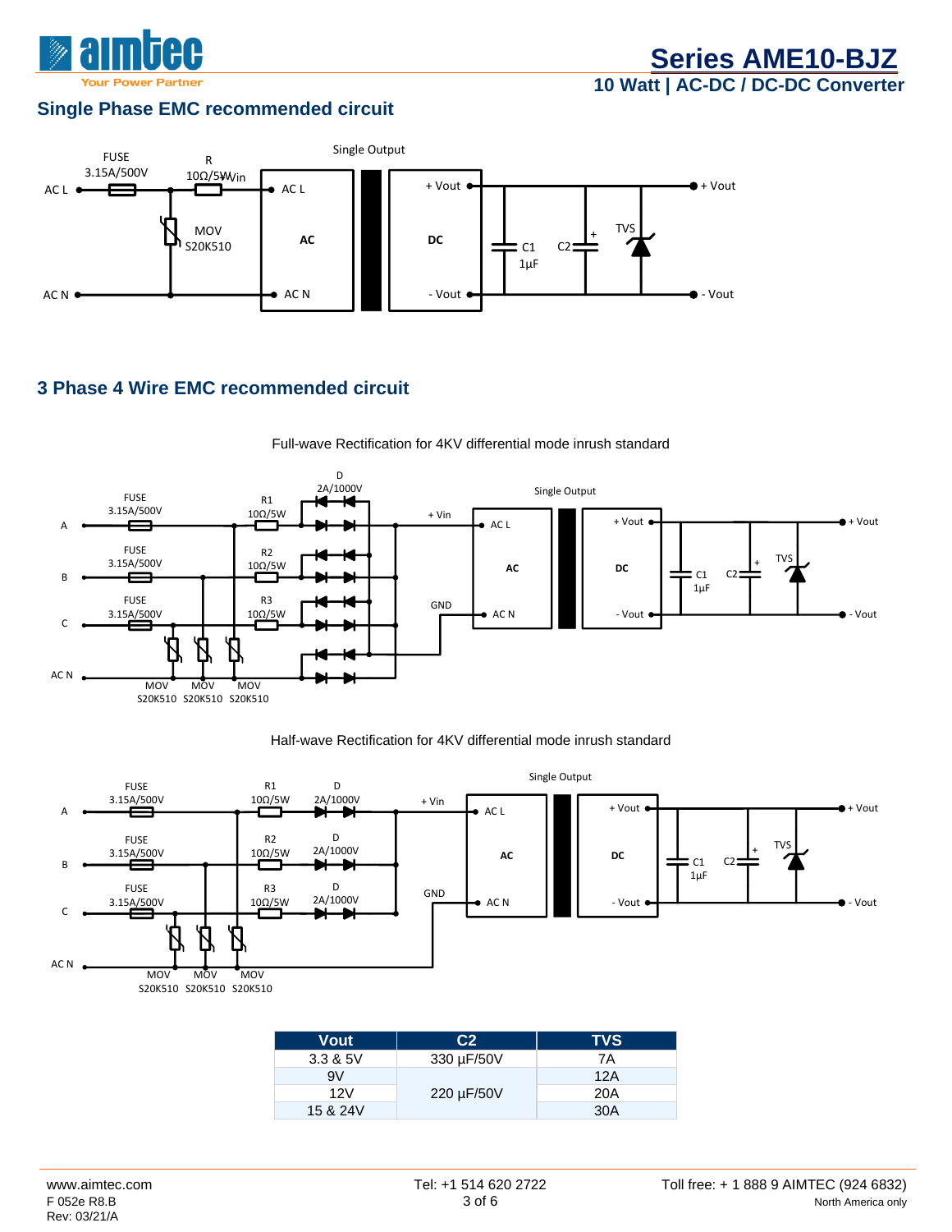## Single Phase EMC recommended circuit

FUSE 3.15A/500V, R 10Ω/5W, +Vin, MOV S20K510, AC L, AC N, Single Output, AC, DC, + Vout, - Vout, C1 1µF, C2, TVS

## 3 Phase 4 Wire EMC recommended circuit

Full-wave Rectification for 4KV differential mode inrush standard

A, B, C, AC N, FUSE 3.15A/500V, R1 10Ω/5W, R2 10Ω/5W, R3 10Ω/5W, D 2A/1000V, MOV S20K510, + Vin, GND, AC L, AC N, Single Output, AC, DC, + Vout, - Vout, C1 1µF, C2, TVS

Half-wave Rectification for 4KV differential mode inrush standard

A, B, C, AC N, FUSE 3.15A/500V, R1 10Ω/5W, R2 10Ω/5W, R3 10Ω/5W, D 2A/1000V, MOV S20K510, + Vin, GND, AC L, AC N, Single Output, AC, DC, + Vout, - Vout, C1 1µF, C2, TVS

| Vout | C2 | TVS |
|---|---|---|
| 3.3 & 5V | 330 µF/50V | 7A |
| 9V | 220 µF/50V | 12A |
| 12V | | 20A |
| 15 & 24V | | 30A |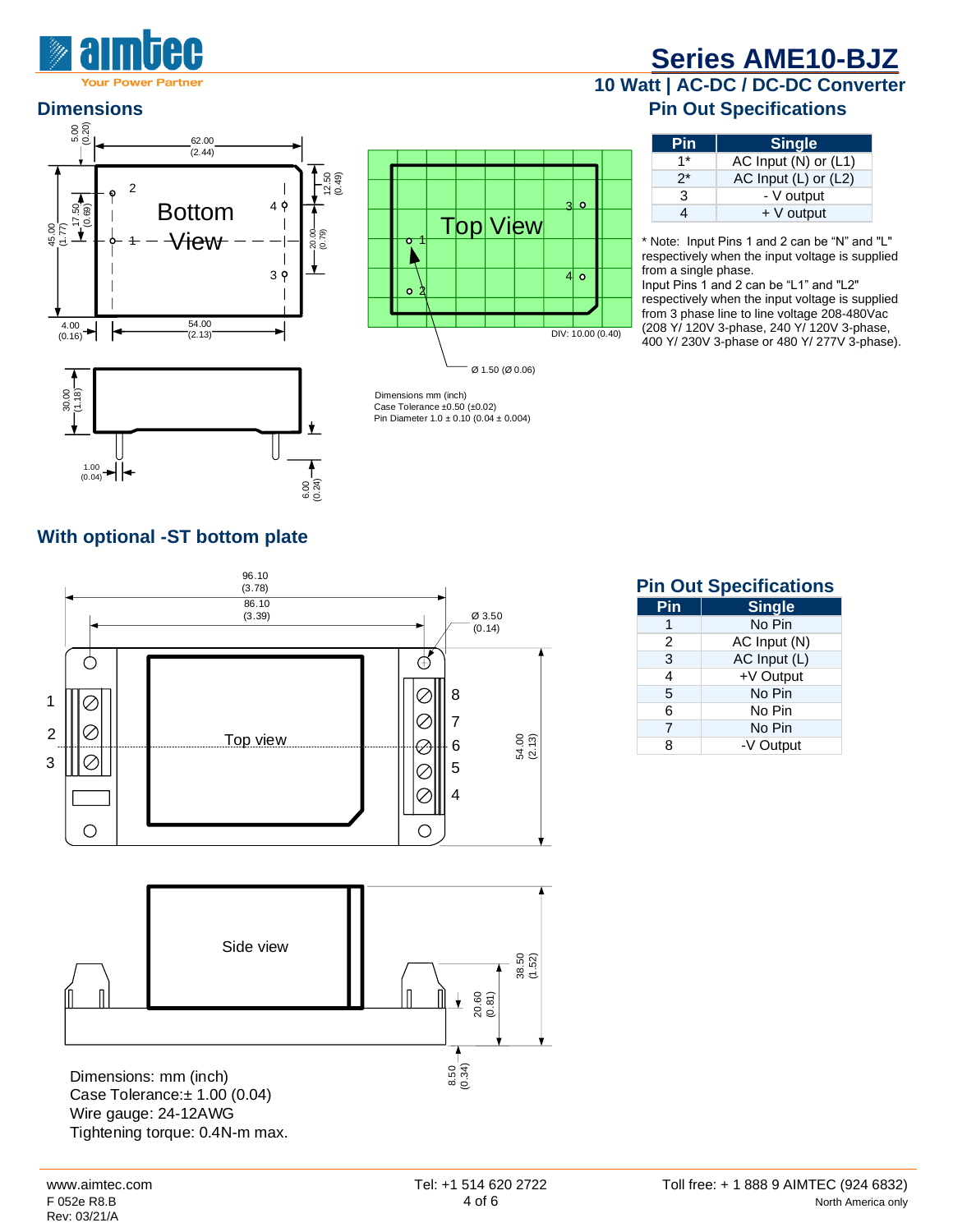## Dimensions

Dimensions mm (inch)
Case Tolerance ±0.50 (±0.02)
Pin Diameter 1.0 ± 0.10 (0.04 ± 0.004)

## Pin Out Specifications

| Pin | Single |
|---|---|
| 1* | AC Input (N) or (L1) |
| 2* | AC Input (L) or (L2) |
| 3 | - V output |
| 4 | + V output |

* Note: Input Pins 1 and 2 can be "N" and "L" respectively when the input voltage is supplied from a single phase.
Input Pins 1 and 2 can be "L1" and "L2" respectively when the input voltage is supplied from 3 phase line to line voltage 208-480Vac (208 Y/ 120V 3-phase, 240 Y/ 120V 3-phase, 400 Y/ 230V 3-phase or 480 Y/ 277V 3-phase).

## With optional -ST bottom plate

Dimensions: mm (inch)
Case Tolerance:± 1.00 (0.04)
Wire gauge: 24-12AWG
Tightening torque: 0.4N-m max.

## Pin Out Specifications

| Pin | Single |
|---|---|
| 1 | No Pin |
| 2 | AC Input (N) |
| 3 | AC Input (L) |
| 4 | +V Output |
| 5 | No Pin |
| 6 | No Pin |
| 7 | No Pin |
| 8 | -V Output |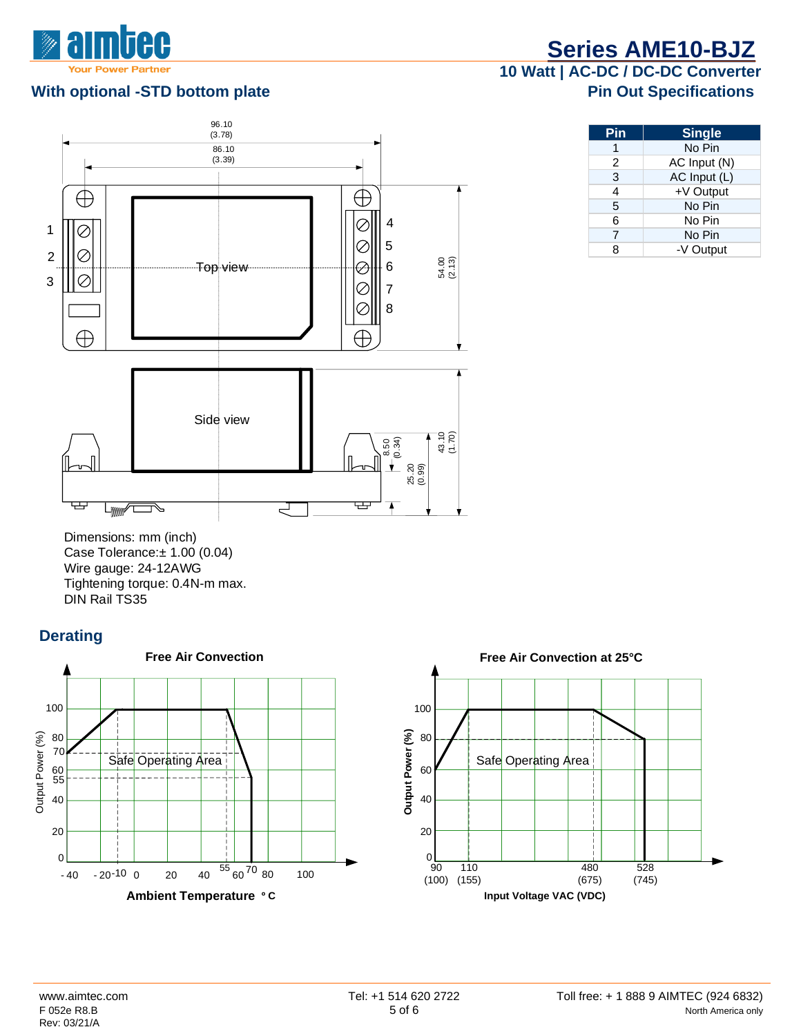## With optional -STD bottom plate

Dimensions: mm (inch)
Case Tolerance:± 1.00 (0.04)
Wire gauge: 24-12AWG
Tightening torque: 0.4N-m max.
DIN Rail TS35

## Pin Out Specifications

| Pin | Single |
|---|---|
| 1 | No Pin |
| 2 | AC Input (N) |
| 3 | AC Input (L) |
| 4 | +V Output |
| 5 | No Pin |
| 6 | No Pin |
| 7 | No Pin |
| 8 | -V Output |

## Derating

**Free Air Convection**

**Free Air Convection at 25°C**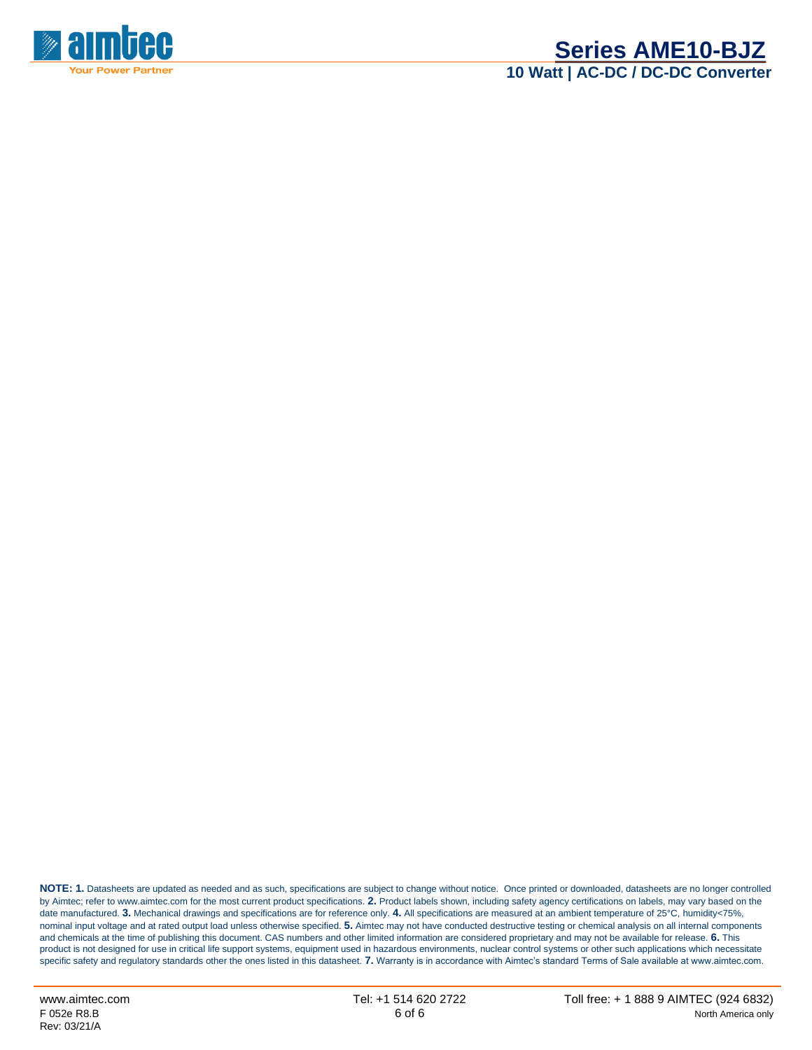**NOTE: 1.** Datasheets are updated as needed and as such, specifications are subject to change without notice. Once printed or downloaded, datasheets are no longer controlled by Aimtec; refer to www.aimtec.com for the most current product specifications. **2.** Product labels shown, including safety agency certifications on labels, may vary based on the date manufactured. **3.** Mechanical drawings and specifications are for reference only. **4.** All specifications are measured at an ambient temperature of 25°C, humidity<75%, nominal input voltage and at rated output load unless otherwise specified. **5.** Aimtec may not have conducted destructive testing or chemical analysis on all internal components and chemicals at the time of publishing this document. CAS numbers and other limited information are considered proprietary and may not be available for release. **6.** This product is not designed for use in critical life support systems, equipment used in hazardous environments, nuclear control systems or other such applications which necessitate specific safety and regulatory standards other the ones listed in this datasheet. **7.** Warranty is in accordance with Aimtec's standard Terms of Sale available at www.aimtec.com.